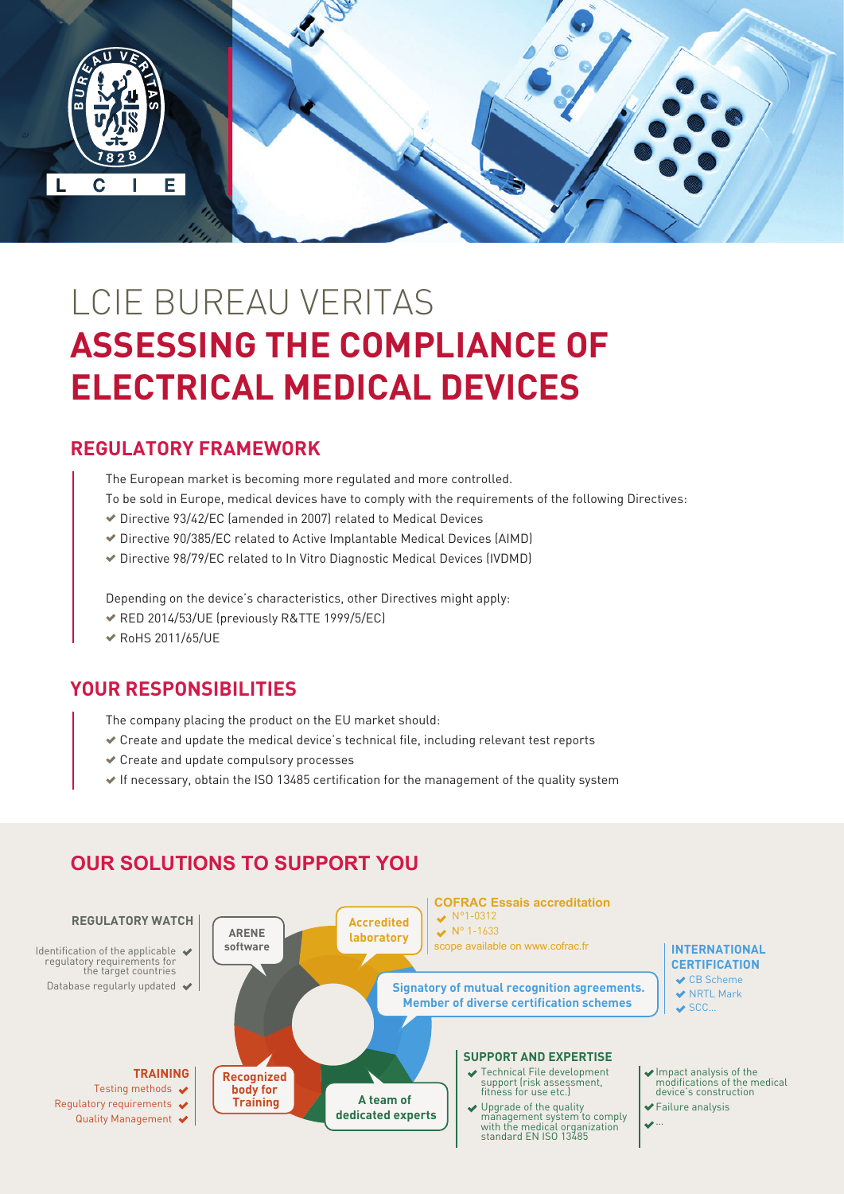LCIE

# LCIE BUREAU VERITAS
# ASSESSING THE COMPLIANCE OF ELECTRICAL MEDICAL DEVICES

## REGULATORY FRAMEWORK

The European market is becoming more regulated and more controlled.

To be sold in Europe, medical devices have to comply with the requirements of the following Directives:

- Directive 93/42/EC (amended in 2007) related to Medical Devices
- Directive 90/385/EC related to Active Implantable Medical Devices (AIMD)
- Directive 98/79/EC related to In Vitro Diagnostic Medical Devices (IVDMD)

Depending on the device's characteristics, other Directives might apply:

- RED 2014/53/UE (previously R&TTE 1999/5/EC)
- RoHS 2011/65/UE

## YOUR RESPONSIBILITIES

The company placing the product on the EU market should:

- Create and update the medical device's technical file, including relevant test reports
- Create and update compulsory processes
- If necessary, obtain the ISO 13485 certification for the management of the quality system

## OUR SOLUTIONS TO SUPPORT YOU

**ARENE software**

**Accredited laboratory**

**Signatory of mutual recognition agreements. Member of diverse certification schemes**

**A team of dedicated experts**

**Recognized body for Training**

### REGULATORY WATCH

- Identification of the applicable regulatory requirements for the target countries
- Database regularly updated

### COFRAC Essais accreditation

- N°1-0312
- N° 1-1633

scope available on www.cofrac.fr

### INTERNATIONAL CERTIFICATION

- CB Scheme
- NRTL Mark
- SCC...

### SUPPORT AND EXPERTISE

- Technical File development support (risk assessment, fitness for use etc.)
- Upgrade of the quality management system to comply with the medical organization standard EN ISO 13485
- Impact analysis of the modifications of the medical device's construction
- Failure analysis
- ...

### TRAINING

- Testing methods
- Regulatory requirements
- Quality Management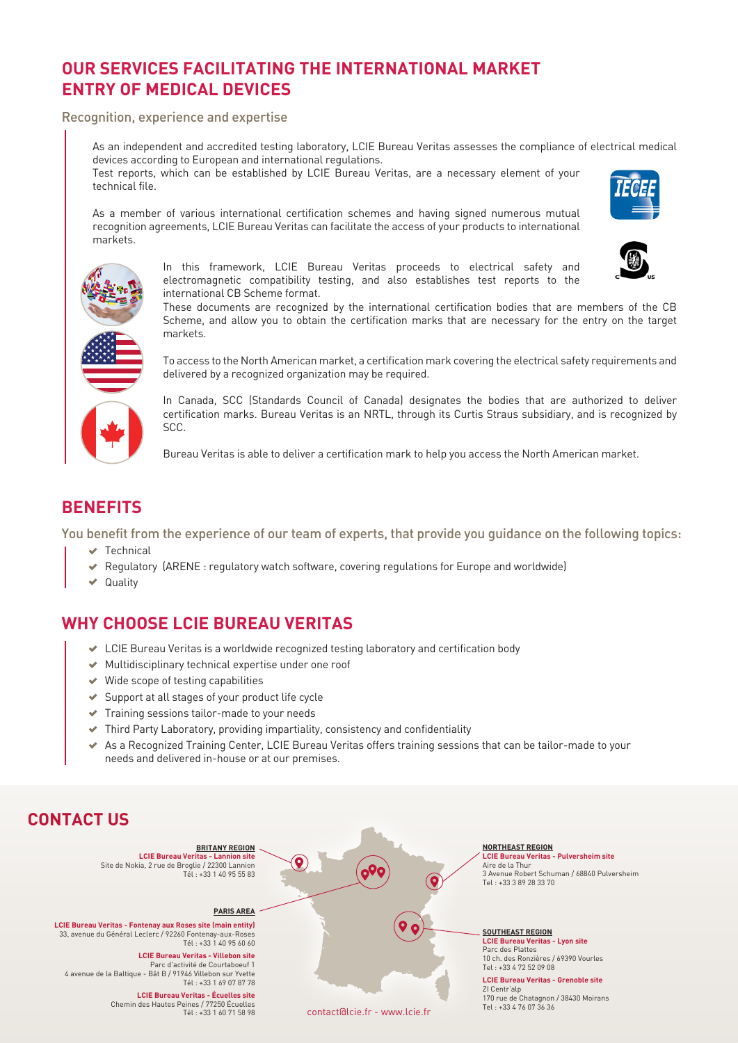## OUR SERVICES FACILITATING THE INTERNATIONAL MARKET ENTRY OF MEDICAL DEVICES

Recognition, experience and expertise

As an independent and accredited testing laboratory, LCIE Bureau Veritas assesses the compliance of electrical medical devices according to European and international regulations.
Test reports, which can be established by LCIE Bureau Veritas, are a necessary element of your technical file.

As a member of various international certification schemes and having signed numerous mutual recognition agreements, LCIE Bureau Veritas can facilitate the access of your products to international markets.

In this framework, LCIE Bureau Veritas proceeds to electrical safety and electromagnetic compatibility testing, and also establishes test reports to the international CB Scheme format.
These documents are recognized by the international certification bodies that are members of the CB Scheme, and allow you to obtain the certification marks that are necessary for the entry on the target markets.

To access to the North American market, a certification mark covering the electrical safety requirements and delivered by a recognized organization may be required.

In Canada, SCC (Standards Council of Canada) designates the bodies that are authorized to deliver certification marks. Bureau Veritas is an NRTL, through its Curtis Straus subsidiary, and is recognized by SCC.

Bureau Veritas is able to deliver a certification mark to help you access the North American market.

## BENEFITS

You benefit from the experience of our team of experts, that provide you guidance on the following topics:

- Technical
- Regulatory (ARENE : regulatory watch software, covering regulations for Europe and worldwide)
- Quality

## WHY CHOOSE LCIE BUREAU VERITAS

- LCIE Bureau Veritas is a worldwide recognized testing laboratory and certification body
- Multidisciplinary technical expertise under one roof
- Wide scope of testing capabilities
- Support at all stages of your product life cycle
- Training sessions tailor-made to your needs
- Third Party Laboratory, providing impartiality, consistency and confidentiality
- As a Recognized Training Center, LCIE Bureau Veritas offers training sessions that can be tailor-made to your needs and delivered in-house or at our premises.

## CONTACT US

**BRITANY REGION**
**LCIE Bureau Veritas - Lannion site**
Site de Nokia, 2 rue de Broglie / 22300 Lannion
Tél : +33 1 40 95 55 83

**PARIS AREA**
**LCIE Bureau Veritas - Fontenay aux Roses site (main entity)**
33, avenue du Général Leclerc / 92260 Fontenay-aux-Roses
Tél : +33 1 40 95 60 60

**LCIE Bureau Veritas - Villebon site**
Parc d'activité de Courtaboeuf 1
4 avenue de la Baltique - Bât B / 91946 Villebon sur Yvette
Tél : +33 1 69 07 87 78

**LCIE Bureau Veritas - Écuelles site**
Chemin des Hautes Peines / 77250 Écuelles
Tél : +33 1 60 71 58 98

**NORTHEAST REGION**
**LCIE Bureau Veritas - Pulversheim site**
Aire de la Thur
3 Avenue Robert Schuman / 68840 Pulversheim
Tel : +33 3 89 28 33 70

**SOUTHEAST REGION**
**LCIE Bureau Veritas - Lyon site**
Parc des Plattes
10 ch. des Ronzières / 69390 Vourles
Tel : +33 4 72 52 09 08

**LCIE Bureau Veritas - Grenoble site**
ZI Centr'alp
170 rue de Chatagnon / 38430 Moirans
Tel : +33 4 76 07 36 36

contact@lcie.fr - www.lcie.fr